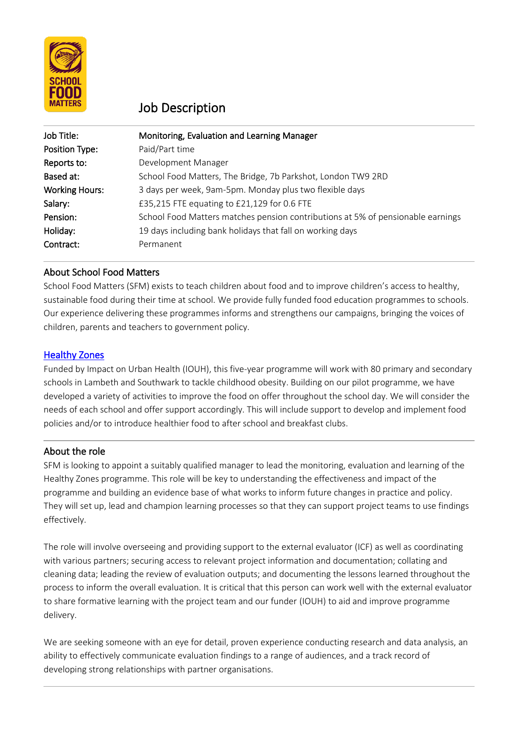# Job Description

| | |
|---|---|
| **Job Title:** | **Monitoring, Evaluation and Learning Manager** |
| **Position Type:** | Paid/Part time |
| **Reports to:** | Development Manager |
| **Based at:** | School Food Matters, The Bridge, 7b Parkshot, London TW9 2RD |
| **Working Hours:** | 3 days per week, 9am-5pm. Monday plus two flexible days |
| **Salary:** | £35,215 FTE equating to £21,129 for 0.6 FTE |
| **Pension:** | School Food Matters matches pension contributions at 5% of pensionable earnings |
| **Holiday:** | 19 days including bank holidays that fall on working days |
| **Contract:** | Permanent |

## About School Food Matters

School Food Matters (SFM) exists to teach children about food and to improve children's access to healthy, sustainable food during their time at school. We provide fully funded food education programmes to schools. Our experience delivering these programmes informs and strengthens our campaigns, bringing the voices of children, parents and teachers to government policy.

## Healthy Zones

Funded by Impact on Urban Health (IOUH), this five-year programme will work with 80 primary and secondary schools in Lambeth and Southwark to tackle childhood obesity. Building on our pilot programme, we have developed a variety of activities to improve the food on offer throughout the school day. We will consider the needs of each school and offer support accordingly. This will include support to develop and implement food policies and/or to introduce healthier food to after school and breakfast clubs.

## About the role

SFM is looking to appoint a suitably qualified manager to lead the monitoring, evaluation and learning of the Healthy Zones programme. This role will be key to understanding the effectiveness and impact of the programme and building an evidence base of what works to inform future changes in practice and policy. They will set up, lead and champion learning processes so that they can support project teams to use findings effectively.

The role will involve overseeing and providing support to the external evaluator (ICF) as well as coordinating with various partners; securing access to relevant project information and documentation; collating and cleaning data; leading the review of evaluation outputs; and documenting the lessons learned throughout the process to inform the overall evaluation. It is critical that this person can work well with the external evaluator to share formative learning with the project team and our funder (IOUH) to aid and improve programme delivery.

We are seeking someone with an eye for detail, proven experience conducting research and data analysis, an ability to effectively communicate evaluation findings to a range of audiences, and a track record of developing strong relationships with partner organisations.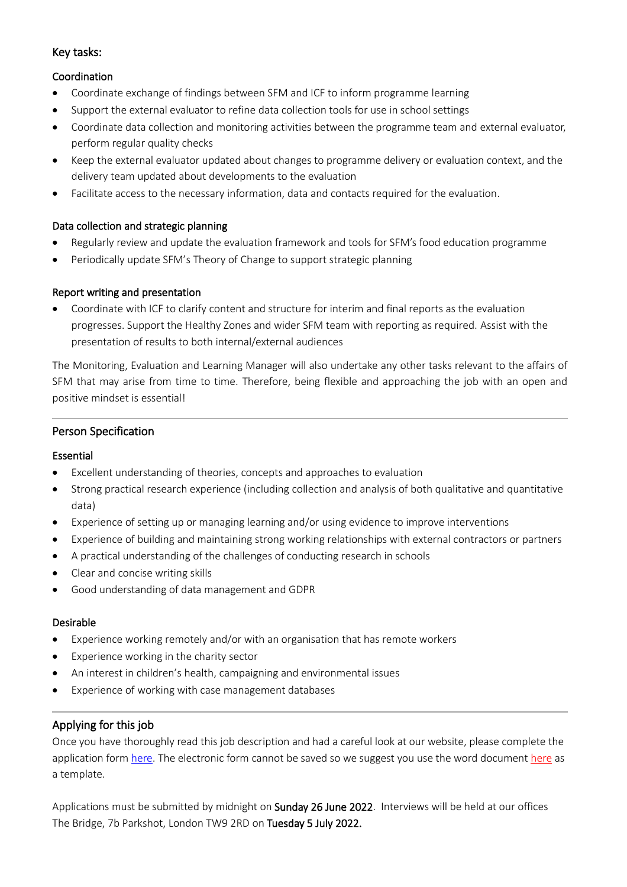## Key tasks:

### Coordination

- Coordinate exchange of findings between SFM and ICF to inform programme learning
- Support the external evaluator to refine data collection tools for use in school settings
- Coordinate data collection and monitoring activities between the programme team and external evaluator, perform regular quality checks
- Keep the external evaluator updated about changes to programme delivery or evaluation context, and the delivery team updated about developments to the evaluation
- Facilitate access to the necessary information, data and contacts required for the evaluation.

### Data collection and strategic planning

- Regularly review and update the evaluation framework and tools for SFM's food education programme
- Periodically update SFM's Theory of Change to support strategic planning

### Report writing and presentation

- Coordinate with ICF to clarify content and structure for interim and final reports as the evaluation progresses. Support the Healthy Zones and wider SFM team with reporting as required. Assist with the presentation of results to both internal/external audiences

The Monitoring, Evaluation and Learning Manager will also undertake any other tasks relevant to the affairs of SFM that may arise from time to time. Therefore, being flexible and approaching the job with an open and positive mindset is essential!

---

## Person Specification

### Essential

- Excellent understanding of theories, concepts and approaches to evaluation
- Strong practical research experience (including collection and analysis of both qualitative and quantitative data)
- Experience of setting up or managing learning and/or using evidence to improve interventions
- Experience of building and maintaining strong working relationships with external contractors or partners
- A practical understanding of the challenges of conducting research in schools
- Clear and concise writing skills
- Good understanding of data management and GDPR

### Desirable

- Experience working remotely and/or with an organisation that has remote workers
- Experience working in the charity sector
- An interest in children's health, campaigning and environmental issues
- Experience of working with case management databases

---

## Applying for this job

Once you have thoroughly read this job description and had a careful look at our website, please complete the application form here. The electronic form cannot be saved so we suggest you use the word document here as a template.

Applications must be submitted by midnight on **Sunday 26 June 2022**. Interviews will be held at our offices The Bridge, 7b Parkshot, London TW9 2RD on **Tuesday 5 July 2022.**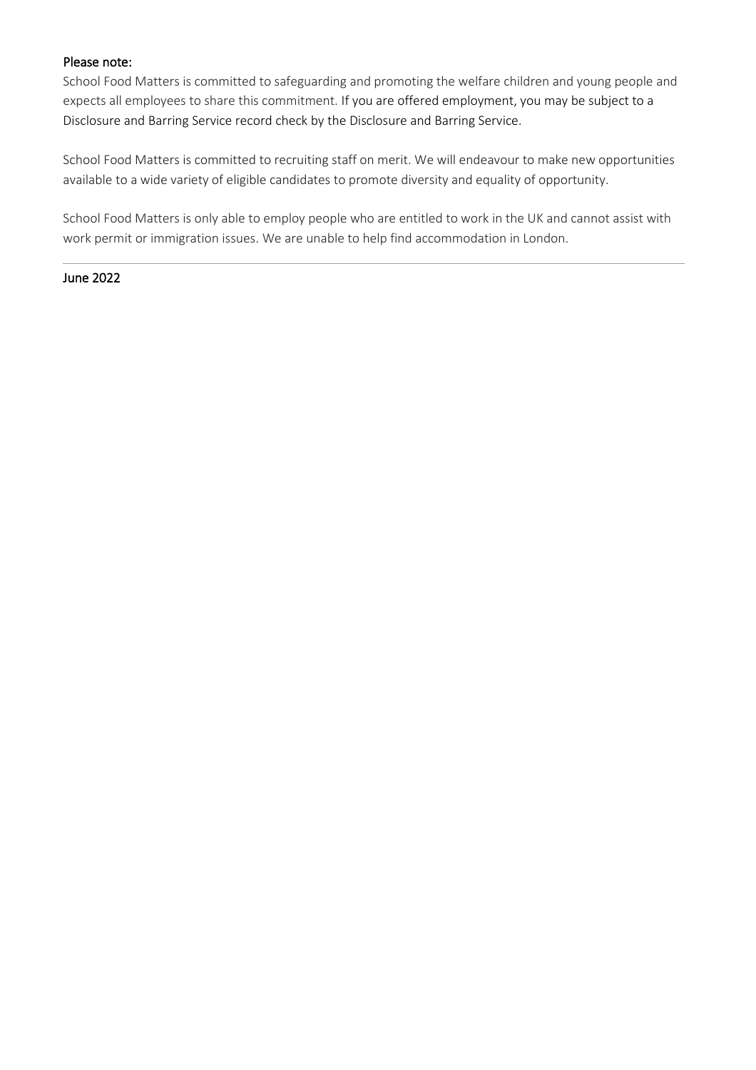Please note:

School Food Matters is committed to safeguarding and promoting the welfare children and young people and expects all employees to share this commitment. If you are offered employment, you may be subject to a Disclosure and Barring Service record check by the Disclosure and Barring Service.

School Food Matters is committed to recruiting staff on merit. We will endeavour to make new opportunities available to a wide variety of eligible candidates to promote diversity and equality of opportunity.

School Food Matters is only able to employ people who are entitled to work in the UK and cannot assist with work permit or immigration issues. We are unable to help find accommodation in London.

---

June 2022